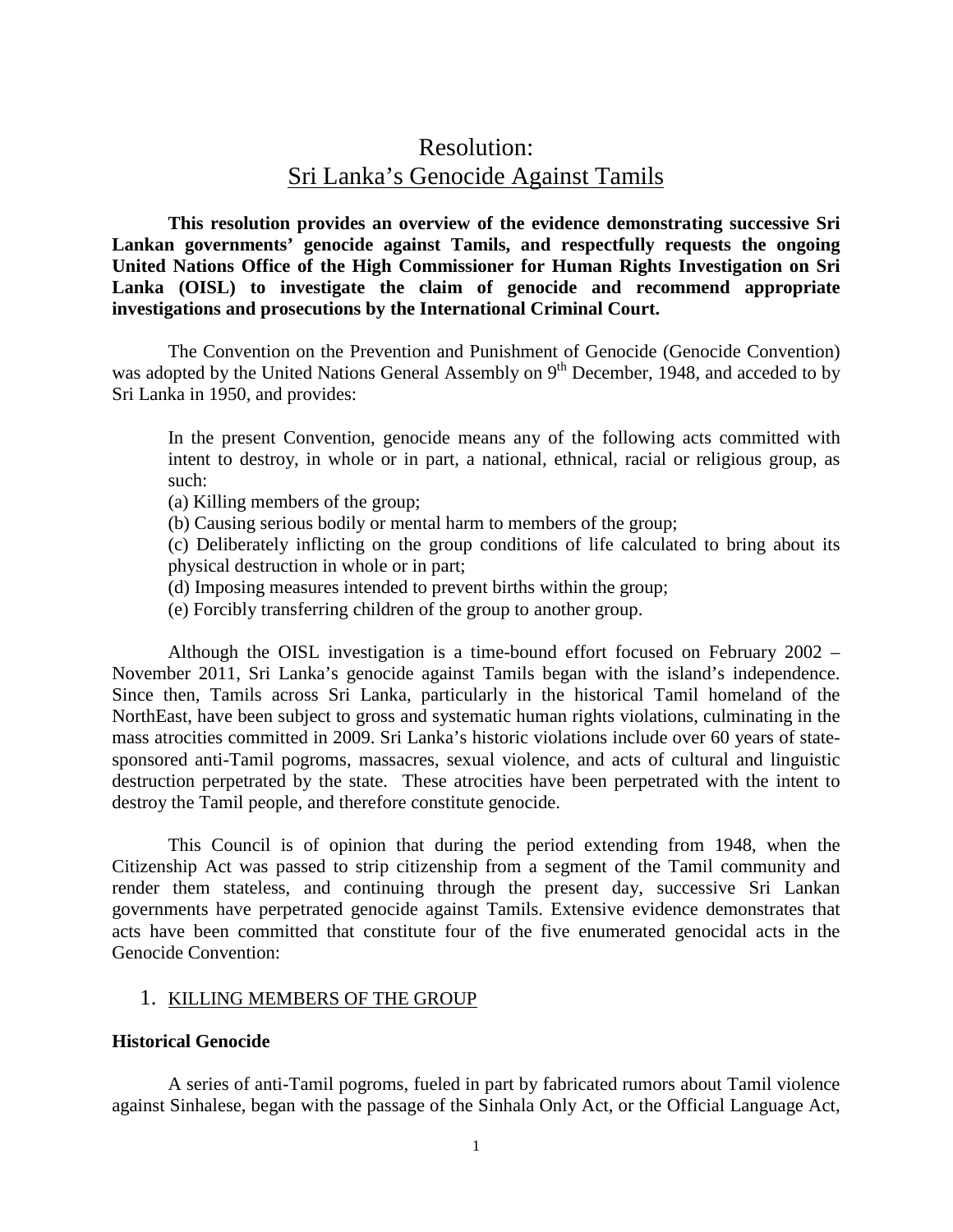# Resolution: Sri Lanka's Genocide Against Tamils

**This resolution provides an overview of the evidence demonstrating successive Sri Lankan governments' genocide against Tamils, and respectfully requests the ongoing United Nations Office of the High Commissioner for Human Rights Investigation on Sri Lanka (OISL) to investigate the claim of genocide and recommend appropriate investigations and prosecutions by the International Criminal Court.**

The Convention on the Prevention and Punishment of Genocide (Genocide Convention) was adopted by the United Nations General Assembly on 9th December, 1948, and acceded to by Sri Lanka in 1950, and provides:

> In the present Convention, genocide means any of the following acts committed with intent to destroy, in whole or in part, a national, ethnical, racial or religious group, as such:
>
> (a) Killing members of the group;
>
> (b) Causing serious bodily or mental harm to members of the group;
>
> (c) Deliberately inflicting on the group conditions of life calculated to bring about its physical destruction in whole or in part;
>
> (d) Imposing measures intended to prevent births within the group;
>
> (e) Forcibly transferring children of the group to another group.

Although the OISL investigation is a time-bound effort focused on February 2002 – November 2011, Sri Lanka's genocide against Tamils began with the island's independence. Since then, Tamils across Sri Lanka, particularly in the historical Tamil homeland of the NorthEast, have been subject to gross and systematic human rights violations, culminating in the mass atrocities committed in 2009. Sri Lanka's historic violations include over 60 years of state-sponsored anti-Tamil pogroms, massacres, sexual violence, and acts of cultural and linguistic destruction perpetrated by the state. These atrocities have been perpetrated with the intent to destroy the Tamil people, and therefore constitute genocide.

This Council is of opinion that during the period extending from 1948, when the Citizenship Act was passed to strip citizenship from a segment of the Tamil community and render them stateless, and continuing through the present day, successive Sri Lankan governments have perpetrated genocide against Tamils. Extensive evidence demonstrates that acts have been committed that constitute four of the five enumerated genocidal acts in the Genocide Convention:

## 1. KILLING MEMBERS OF THE GROUP

### Historical Genocide

A series of anti-Tamil pogroms, fueled in part by fabricated rumors about Tamil violence against Sinhalese, began with the passage of the Sinhala Only Act, or the Official Language Act,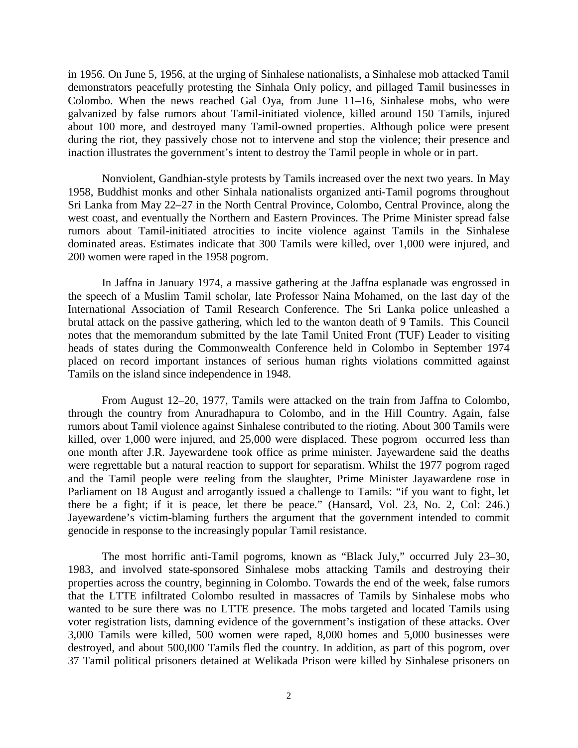in 1956. On June 5, 1956, at the urging of Sinhalese nationalists, a Sinhalese mob attacked Tamil demonstrators peacefully protesting the Sinhala Only policy, and pillaged Tamil businesses in Colombo. When the news reached Gal Oya, from June 11–16, Sinhalese mobs, who were galvanized by false rumors about Tamil-initiated violence, killed around 150 Tamils, injured about 100 more, and destroyed many Tamil-owned properties. Although police were present during the riot, they passively chose not to intervene and stop the violence; their presence and inaction illustrates the government's intent to destroy the Tamil people in whole or in part.

Nonviolent, Gandhian-style protests by Tamils increased over the next two years. In May 1958, Buddhist monks and other Sinhala nationalists organized anti-Tamil pogroms throughout Sri Lanka from May 22–27 in the North Central Province, Colombo, Central Province, along the west coast, and eventually the Northern and Eastern Provinces. The Prime Minister spread false rumors about Tamil-initiated atrocities to incite violence against Tamils in the Sinhalese dominated areas. Estimates indicate that 300 Tamils were killed, over 1,000 were injured, and 200 women were raped in the 1958 pogrom.

In Jaffna in January 1974, a massive gathering at the Jaffna esplanade was engrossed in the speech of a Muslim Tamil scholar, late Professor Naina Mohamed, on the last day of the International Association of Tamil Research Conference. The Sri Lanka police unleashed a brutal attack on the passive gathering, which led to the wanton death of 9 Tamils. This Council notes that the memorandum submitted by the late Tamil United Front (TUF) Leader to visiting heads of states during the Commonwealth Conference held in Colombo in September 1974 placed on record important instances of serious human rights violations committed against Tamils on the island since independence in 1948.

From August 12–20, 1977, Tamils were attacked on the train from Jaffna to Colombo, through the country from Anuradhapura to Colombo, and in the Hill Country. Again, false rumors about Tamil violence against Sinhalese contributed to the rioting. About 300 Tamils were killed, over 1,000 were injured, and 25,000 were displaced. These pogrom occurred less than one month after J.R. Jayewardene took office as prime minister. Jayewardene said the deaths were regrettable but a natural reaction to support for separatism. Whilst the 1977 pogrom raged and the Tamil people were reeling from the slaughter, Prime Minister Jayawardene rose in Parliament on 18 August and arrogantly issued a challenge to Tamils: "if you want to fight, let there be a fight; if it is peace, let there be peace." (Hansard, Vol. 23, No. 2, Col: 246.) Jayewardene's victim-blaming furthers the argument that the government intended to commit genocide in response to the increasingly popular Tamil resistance.

The most horrific anti-Tamil pogroms, known as "Black July," occurred July 23–30, 1983, and involved state-sponsored Sinhalese mobs attacking Tamils and destroying their properties across the country, beginning in Colombo. Towards the end of the week, false rumors that the LTTE infiltrated Colombo resulted in massacres of Tamils by Sinhalese mobs who wanted to be sure there was no LTTE presence. The mobs targeted and located Tamils using voter registration lists, damning evidence of the government's instigation of these attacks. Over 3,000 Tamils were killed, 500 women were raped, 8,000 homes and 5,000 businesses were destroyed, and about 500,000 Tamils fled the country. In addition, as part of this pogrom, over 37 Tamil political prisoners detained at Welikada Prison were killed by Sinhalese prisoners on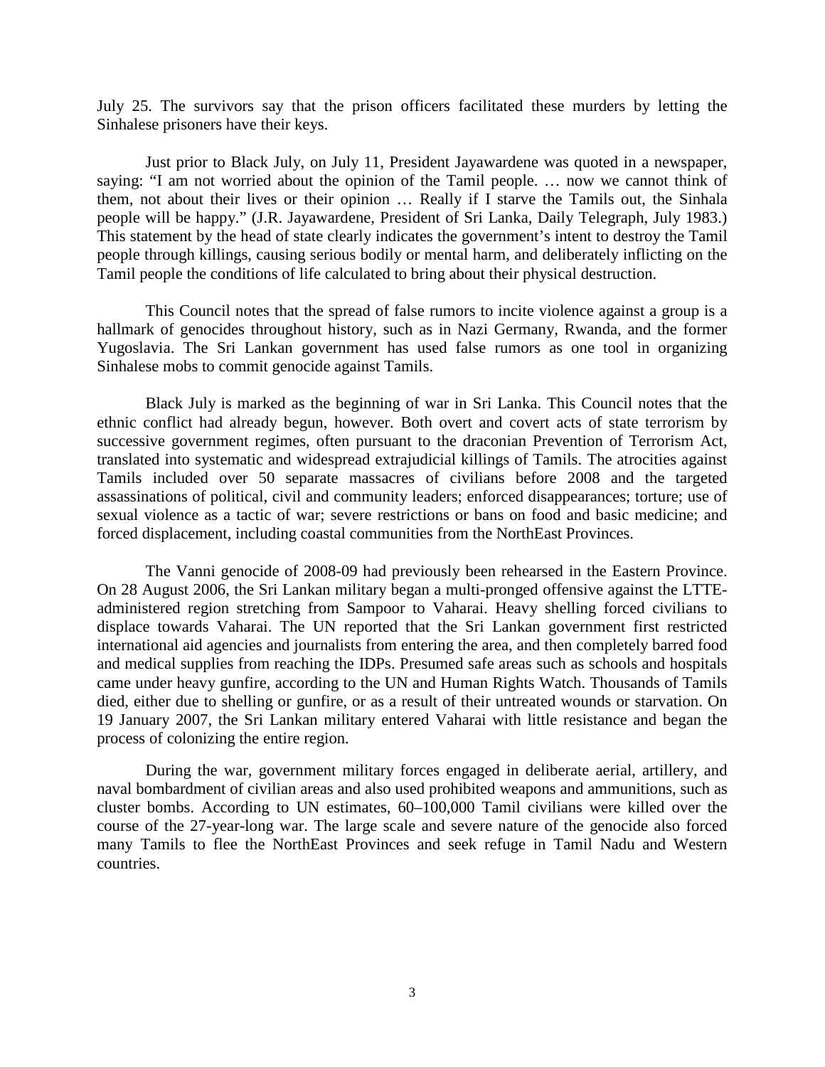July 25. The survivors say that the prison officers facilitated these murders by letting the Sinhalese prisoners have their keys.

Just prior to Black July, on July 11, President Jayawardene was quoted in a newspaper, saying: "I am not worried about the opinion of the Tamil people. … now we cannot think of them, not about their lives or their opinion … Really if I starve the Tamils out, the Sinhala people will be happy." (J.R. Jayawardene, President of Sri Lanka, Daily Telegraph, July 1983.) This statement by the head of state clearly indicates the government's intent to destroy the Tamil people through killings, causing serious bodily or mental harm, and deliberately inflicting on the Tamil people the conditions of life calculated to bring about their physical destruction.

This Council notes that the spread of false rumors to incite violence against a group is a hallmark of genocides throughout history, such as in Nazi Germany, Rwanda, and the former Yugoslavia. The Sri Lankan government has used false rumors as one tool in organizing Sinhalese mobs to commit genocide against Tamils.

Black July is marked as the beginning of war in Sri Lanka. This Council notes that the ethnic conflict had already begun, however. Both overt and covert acts of state terrorism by successive government regimes, often pursuant to the draconian Prevention of Terrorism Act, translated into systematic and widespread extrajudicial killings of Tamils. The atrocities against Tamils included over 50 separate massacres of civilians before 2008 and the targeted assassinations of political, civil and community leaders; enforced disappearances; torture; use of sexual violence as a tactic of war; severe restrictions or bans on food and basic medicine; and forced displacement, including coastal communities from the NorthEast Provinces.

The Vanni genocide of 2008-09 had previously been rehearsed in the Eastern Province. On 28 August 2006, the Sri Lankan military began a multi-pronged offensive against the LTTE-administered region stretching from Sampoor to Vaharai. Heavy shelling forced civilians to displace towards Vaharai. The UN reported that the Sri Lankan government first restricted international aid agencies and journalists from entering the area, and then completely barred food and medical supplies from reaching the IDPs. Presumed safe areas such as schools and hospitals came under heavy gunfire, according to the UN and Human Rights Watch. Thousands of Tamils died, either due to shelling or gunfire, or as a result of their untreated wounds or starvation. On 19 January 2007, the Sri Lankan military entered Vaharai with little resistance and began the process of colonizing the entire region.

During the war, government military forces engaged in deliberate aerial, artillery, and naval bombardment of civilian areas and also used prohibited weapons and ammunitions, such as cluster bombs. According to UN estimates, 60–100,000 Tamil civilians were killed over the course of the 27-year-long war. The large scale and severe nature of the genocide also forced many Tamils to flee the NorthEast Provinces and seek refuge in Tamil Nadu and Western countries.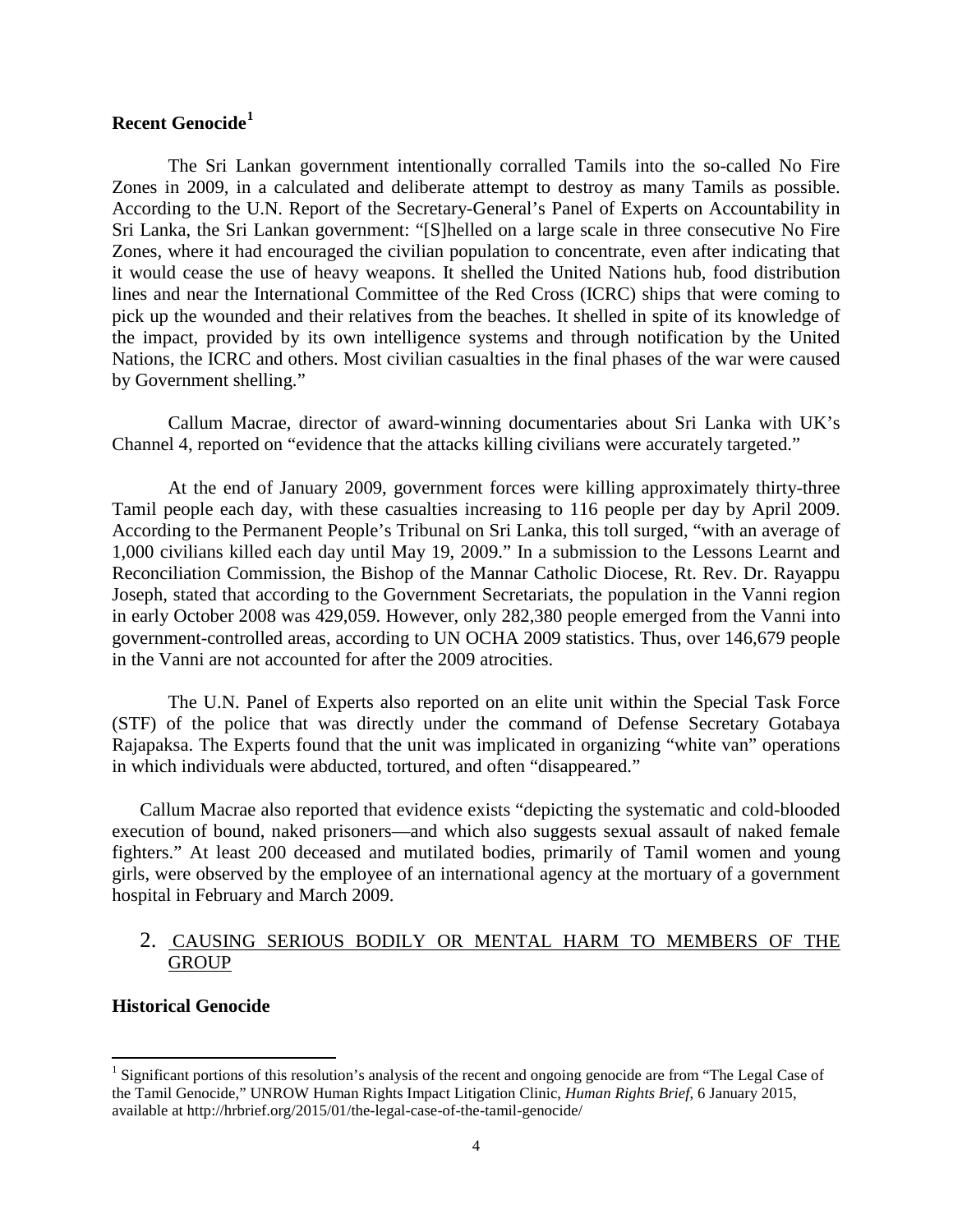**Recent Genocide**[1]

The Sri Lankan government intentionally corralled Tamils into the so-called No Fire Zones in 2009, in a calculated and deliberate attempt to destroy as many Tamils as possible. According to the U.N. Report of the Secretary-General's Panel of Experts on Accountability in Sri Lanka, the Sri Lankan government: "[S]helled on a large scale in three consecutive No Fire Zones, where it had encouraged the civilian population to concentrate, even after indicating that it would cease the use of heavy weapons. It shelled the United Nations hub, food distribution lines and near the International Committee of the Red Cross (ICRC) ships that were coming to pick up the wounded and their relatives from the beaches. It shelled in spite of its knowledge of the impact, provided by its own intelligence systems and through notification by the United Nations, the ICRC and others. Most civilian casualties in the final phases of the war were caused by Government shelling."

Callum Macrae, director of award-winning documentaries about Sri Lanka with UK's Channel 4, reported on "evidence that the attacks killing civilians were accurately targeted."

At the end of January 2009, government forces were killing approximately thirty-three Tamil people each day, with these casualties increasing to 116 people per day by April 2009. According to the Permanent People's Tribunal on Sri Lanka, this toll surged, "with an average of 1,000 civilians killed each day until May 19, 2009." In a submission to the Lessons Learnt and Reconciliation Commission, the Bishop of the Mannar Catholic Diocese, Rt. Rev. Dr. Rayappu Joseph, stated that according to the Government Secretariats, the population in the Vanni region in early October 2008 was 429,059. However, only 282,380 people emerged from the Vanni into government-controlled areas, according to UN OCHA 2009 statistics. Thus, over 146,679 people in the Vanni are not accounted for after the 2009 atrocities.

The U.N. Panel of Experts also reported on an elite unit within the Special Task Force (STF) of the police that was directly under the command of Defense Secretary Gotabaya Rajapaksa. The Experts found that the unit was implicated in organizing "white van" operations in which individuals were abducted, tortured, and often "disappeared."

Callum Macrae also reported that evidence exists "depicting the systematic and cold-blooded execution of bound, naked prisoners—and which also suggests sexual assault of naked female fighters." At least 200 deceased and mutilated bodies, primarily of Tamil women and young girls, were observed by the employee of an international agency at the mortuary of a government hospital in February and March 2009.

2. CAUSING SERIOUS BODILY OR MENTAL HARM TO MEMBERS OF THE GROUP

**Historical Genocide**

[1] Significant portions of this resolution's analysis of the recent and ongoing genocide are from "The Legal Case of the Tamil Genocide," UNROW Human Rights Impact Litigation Clinic, *Human Rights Brief*, 6 January 2015, available at http://hrbrief.org/2015/01/the-legal-case-of-the-tamil-genocide/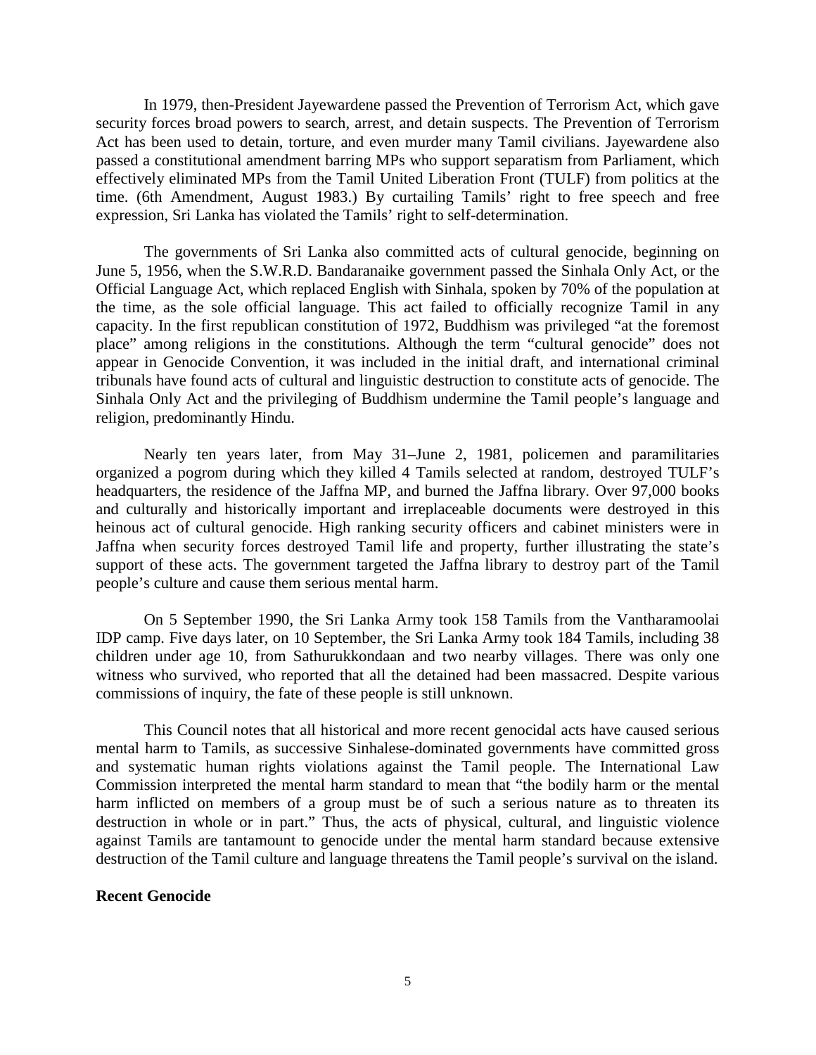In 1979, then-President Jayewardene passed the Prevention of Terrorism Act, which gave security forces broad powers to search, arrest, and detain suspects. The Prevention of Terrorism Act has been used to detain, torture, and even murder many Tamil civilians. Jayewardene also passed a constitutional amendment barring MPs who support separatism from Parliament, which effectively eliminated MPs from the Tamil United Liberation Front (TULF) from politics at the time. (6th Amendment, August 1983.) By curtailing Tamils' right to free speech and free expression, Sri Lanka has violated the Tamils' right to self-determination.

The governments of Sri Lanka also committed acts of cultural genocide, beginning on June 5, 1956, when the S.W.R.D. Bandaranaike government passed the Sinhala Only Act, or the Official Language Act, which replaced English with Sinhala, spoken by 70% of the population at the time, as the sole official language. This act failed to officially recognize Tamil in any capacity. In the first republican constitution of 1972, Buddhism was privileged "at the foremost place" among religions in the constitutions. Although the term "cultural genocide" does not appear in Genocide Convention, it was included in the initial draft, and international criminal tribunals have found acts of cultural and linguistic destruction to constitute acts of genocide. The Sinhala Only Act and the privileging of Buddhism undermine the Tamil people's language and religion, predominantly Hindu.

Nearly ten years later, from May 31–June 2, 1981, policemen and paramilitaries organized a pogrom during which they killed 4 Tamils selected at random, destroyed TULF's headquarters, the residence of the Jaffna MP, and burned the Jaffna library. Over 97,000 books and culturally and historically important and irreplaceable documents were destroyed in this heinous act of cultural genocide. High ranking security officers and cabinet ministers were in Jaffna when security forces destroyed Tamil life and property, further illustrating the state's support of these acts. The government targeted the Jaffna library to destroy part of the Tamil people's culture and cause them serious mental harm.

On 5 September 1990, the Sri Lanka Army took 158 Tamils from the Vantharamoolai IDP camp. Five days later, on 10 September, the Sri Lanka Army took 184 Tamils, including 38 children under age 10, from Sathurukkondaan and two nearby villages. There was only one witness who survived, who reported that all the detained had been massacred. Despite various commissions of inquiry, the fate of these people is still unknown.

This Council notes that all historical and more recent genocidal acts have caused serious mental harm to Tamils, as successive Sinhalese-dominated governments have committed gross and systematic human rights violations against the Tamil people. The International Law Commission interpreted the mental harm standard to mean that "the bodily harm or the mental harm inflicted on members of a group must be of such a serious nature as to threaten its destruction in whole or in part." Thus, the acts of physical, cultural, and linguistic violence against Tamils are tantamount to genocide under the mental harm standard because extensive destruction of the Tamil culture and language threatens the Tamil people's survival on the island.

**Recent Genocide**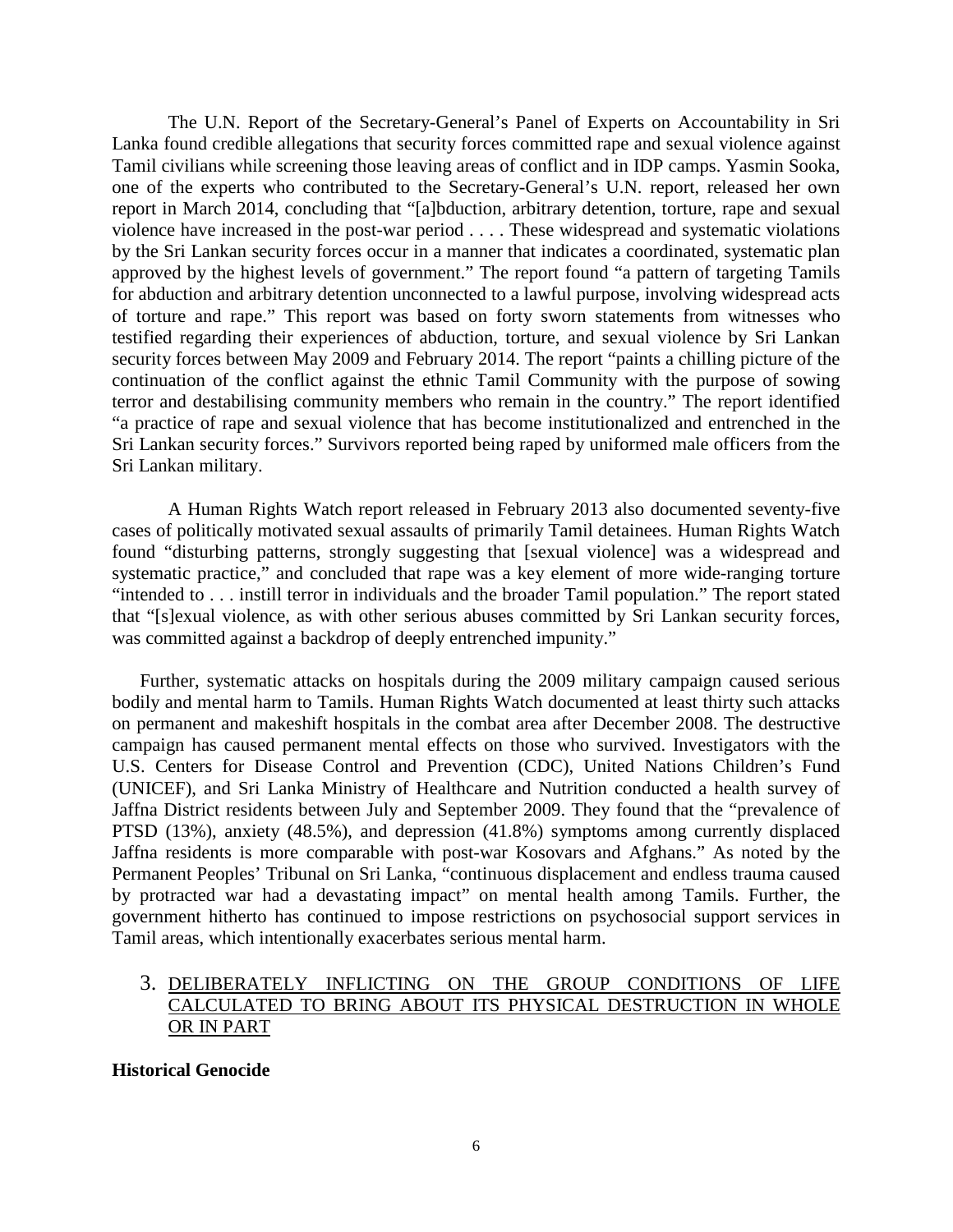The U.N. Report of the Secretary-General's Panel of Experts on Accountability in Sri Lanka found credible allegations that security forces committed rape and sexual violence against Tamil civilians while screening those leaving areas of conflict and in IDP camps. Yasmin Sooka, one of the experts who contributed to the Secretary-General's U.N. report, released her own report in March 2014, concluding that "[a]bduction, arbitrary detention, torture, rape and sexual violence have increased in the post-war period . . . . These widespread and systematic violations by the Sri Lankan security forces occur in a manner that indicates a coordinated, systematic plan approved by the highest levels of government." The report found "a pattern of targeting Tamils for abduction and arbitrary detention unconnected to a lawful purpose, involving widespread acts of torture and rape." This report was based on forty sworn statements from witnesses who testified regarding their experiences of abduction, torture, and sexual violence by Sri Lankan security forces between May 2009 and February 2014. The report "paints a chilling picture of the continuation of the conflict against the ethnic Tamil Community with the purpose of sowing terror and destabilising community members who remain in the country." The report identified "a practice of rape and sexual violence that has become institutionalized and entrenched in the Sri Lankan security forces." Survivors reported being raped by uniformed male officers from the Sri Lankan military.

A Human Rights Watch report released in February 2013 also documented seventy-five cases of politically motivated sexual assaults of primarily Tamil detainees. Human Rights Watch found "disturbing patterns, strongly suggesting that [sexual violence] was a widespread and systematic practice," and concluded that rape was a key element of more wide-ranging torture "intended to . . . instill terror in individuals and the broader Tamil population." The report stated that "[s]exual violence, as with other serious abuses committed by Sri Lankan security forces, was committed against a backdrop of deeply entrenched impunity."

Further, systematic attacks on hospitals during the 2009 military campaign caused serious bodily and mental harm to Tamils. Human Rights Watch documented at least thirty such attacks on permanent and makeshift hospitals in the combat area after December 2008. The destructive campaign has caused permanent mental effects on those who survived. Investigators with the U.S. Centers for Disease Control and Prevention (CDC), United Nations Children's Fund (UNICEF), and Sri Lanka Ministry of Healthcare and Nutrition conducted a health survey of Jaffna District residents between July and September 2009. They found that the "prevalence of PTSD (13%), anxiety (48.5%), and depression (41.8%) symptoms among currently displaced Jaffna residents is more comparable with post-war Kosovars and Afghans." As noted by the Permanent Peoples' Tribunal on Sri Lanka, "continuous displacement and endless trauma caused by protracted war had a devastating impact" on mental health among Tamils. Further, the government hitherto has continued to impose restrictions on psychosocial support services in Tamil areas, which intentionally exacerbates serious mental harm.

3. <u>DELIBERATELY INFLICTING ON THE GROUP CONDITIONS OF LIFE CALCULATED TO BRING ABOUT ITS PHYSICAL DESTRUCTION IN WHOLE OR IN PART</u>

**Historical Genocide**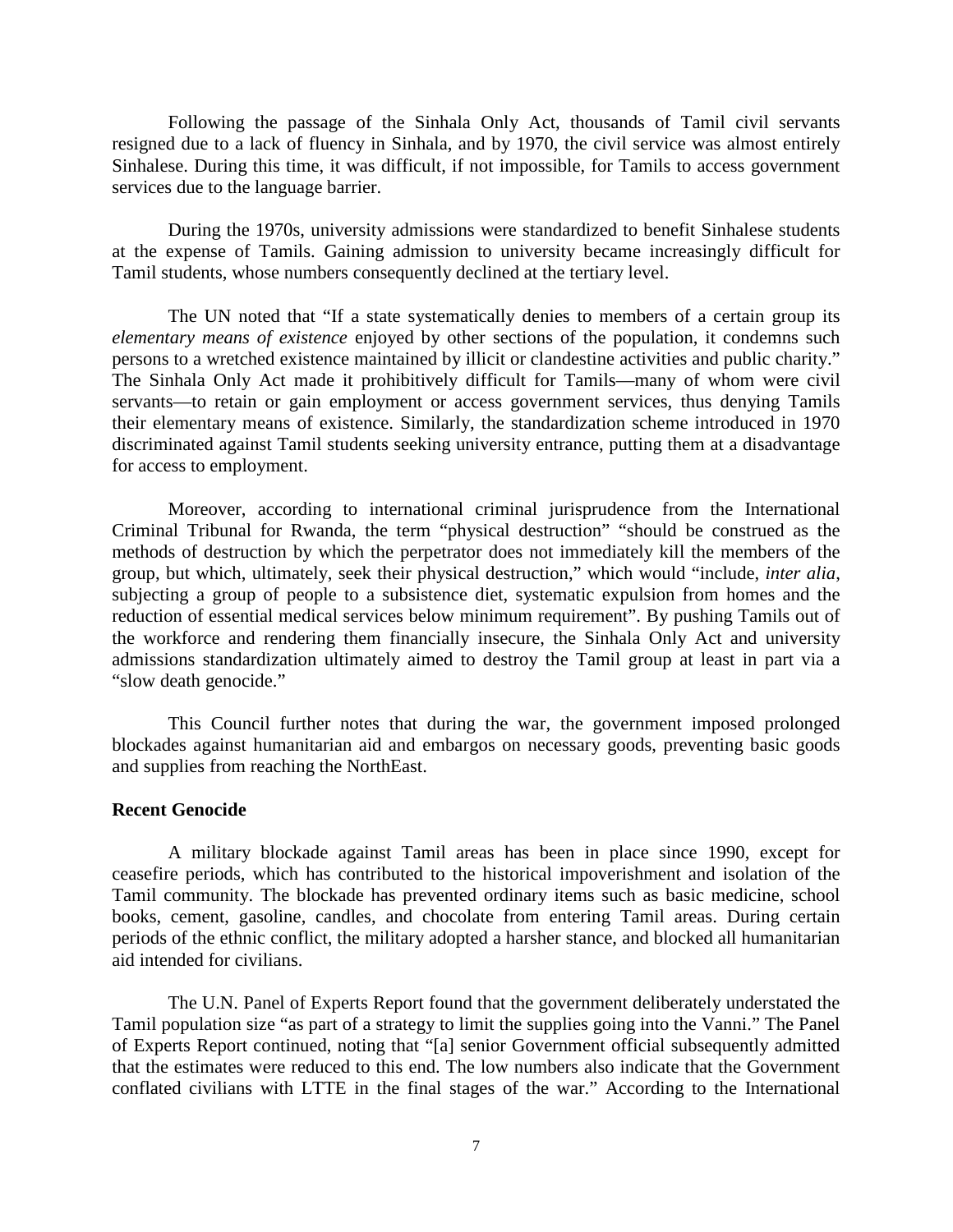Following the passage of the Sinhala Only Act, thousands of Tamil civil servants resigned due to a lack of fluency in Sinhala, and by 1970, the civil service was almost entirely Sinhalese. During this time, it was difficult, if not impossible, for Tamils to access government services due to the language barrier.

During the 1970s, university admissions were standardized to benefit Sinhalese students at the expense of Tamils. Gaining admission to university became increasingly difficult for Tamil students, whose numbers consequently declined at the tertiary level.

The UN noted that "If a state systematically denies to members of a certain group its *elementary means of existence* enjoyed by other sections of the population, it condemns such persons to a wretched existence maintained by illicit or clandestine activities and public charity." The Sinhala Only Act made it prohibitively difficult for Tamils—many of whom were civil servants—to retain or gain employment or access government services, thus denying Tamils their elementary means of existence. Similarly, the standardization scheme introduced in 1970 discriminated against Tamil students seeking university entrance, putting them at a disadvantage for access to employment.

Moreover, according to international criminal jurisprudence from the International Criminal Tribunal for Rwanda, the term "physical destruction" "should be construed as the methods of destruction by which the perpetrator does not immediately kill the members of the group, but which, ultimately, seek their physical destruction," which would "include, *inter alia*, subjecting a group of people to a subsistence diet, systematic expulsion from homes and the reduction of essential medical services below minimum requirement". By pushing Tamils out of the workforce and rendering them financially insecure, the Sinhala Only Act and university admissions standardization ultimately aimed to destroy the Tamil group at least in part via a "slow death genocide."

This Council further notes that during the war, the government imposed prolonged blockades against humanitarian aid and embargos on necessary goods, preventing basic goods and supplies from reaching the NorthEast.

**Recent Genocide**

A military blockade against Tamil areas has been in place since 1990, except for ceasefire periods, which has contributed to the historical impoverishment and isolation of the Tamil community. The blockade has prevented ordinary items such as basic medicine, school books, cement, gasoline, candles, and chocolate from entering Tamil areas. During certain periods of the ethnic conflict, the military adopted a harsher stance, and blocked all humanitarian aid intended for civilians.

The U.N. Panel of Experts Report found that the government deliberately understated the Tamil population size "as part of a strategy to limit the supplies going into the Vanni." The Panel of Experts Report continued, noting that "[a] senior Government official subsequently admitted that the estimates were reduced to this end. The low numbers also indicate that the Government conflated civilians with LTTE in the final stages of the war." According to the International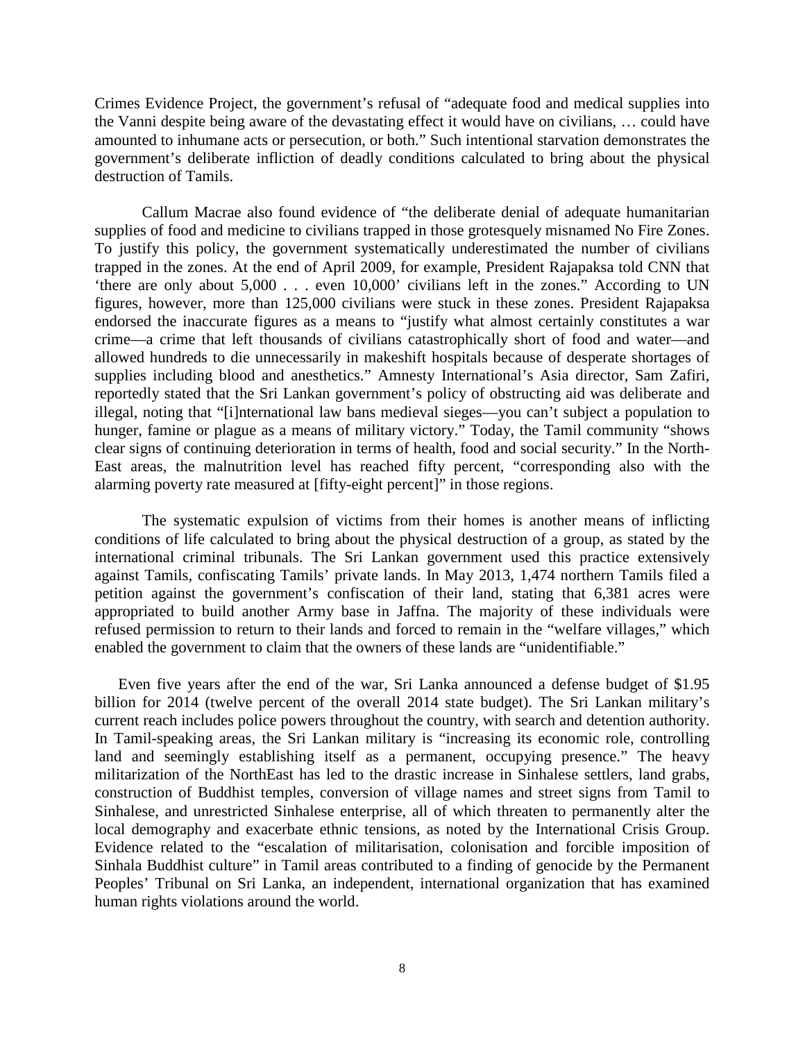Crimes Evidence Project, the government's refusal of "adequate food and medical supplies into the Vanni despite being aware of the devastating effect it would have on civilians, … could have amounted to inhumane acts or persecution, or both." Such intentional starvation demonstrates the government's deliberate infliction of deadly conditions calculated to bring about the physical destruction of Tamils.

Callum Macrae also found evidence of "the deliberate denial of adequate humanitarian supplies of food and medicine to civilians trapped in those grotesquely misnamed No Fire Zones. To justify this policy, the government systematically underestimated the number of civilians trapped in the zones. At the end of April 2009, for example, President Rajapaksa told CNN that 'there are only about 5,000 . . . even 10,000' civilians left in the zones." According to UN figures, however, more than 125,000 civilians were stuck in these zones. President Rajapaksa endorsed the inaccurate figures as a means to "justify what almost certainly constitutes a war crime—a crime that left thousands of civilians catastrophically short of food and water—and allowed hundreds to die unnecessarily in makeshift hospitals because of desperate shortages of supplies including blood and anesthetics." Amnesty International's Asia director, Sam Zafiri, reportedly stated that the Sri Lankan government's policy of obstructing aid was deliberate and illegal, noting that "[i]nternational law bans medieval sieges—you can't subject a population to hunger, famine or plague as a means of military victory." Today, the Tamil community "shows clear signs of continuing deterioration in terms of health, food and social security." In the North-East areas, the malnutrition level has reached fifty percent, "corresponding also with the alarming poverty rate measured at [fifty-eight percent]" in those regions.

The systematic expulsion of victims from their homes is another means of inflicting conditions of life calculated to bring about the physical destruction of a group, as stated by the international criminal tribunals. The Sri Lankan government used this practice extensively against Tamils, confiscating Tamils' private lands. In May 2013, 1,474 northern Tamils filed a petition against the government's confiscation of their land, stating that 6,381 acres were appropriated to build another Army base in Jaffna. The majority of these individuals were refused permission to return to their lands and forced to remain in the "welfare villages," which enabled the government to claim that the owners of these lands are "unidentifiable."

Even five years after the end of the war, Sri Lanka announced a defense budget of $1.95 billion for 2014 (twelve percent of the overall 2014 state budget). The Sri Lankan military's current reach includes police powers throughout the country, with search and detention authority. In Tamil-speaking areas, the Sri Lankan military is "increasing its economic role, controlling land and seemingly establishing itself as a permanent, occupying presence." The heavy militarization of the NorthEast has led to the drastic increase in Sinhalese settlers, land grabs, construction of Buddhist temples, conversion of village names and street signs from Tamil to Sinhalese, and unrestricted Sinhalese enterprise, all of which threaten to permanently alter the local demography and exacerbate ethnic tensions, as noted by the International Crisis Group. Evidence related to the "escalation of militarisation, colonisation and forcible imposition of Sinhala Buddhist culture" in Tamil areas contributed to a finding of genocide by the Permanent Peoples' Tribunal on Sri Lanka, an independent, international organization that has examined human rights violations around the world.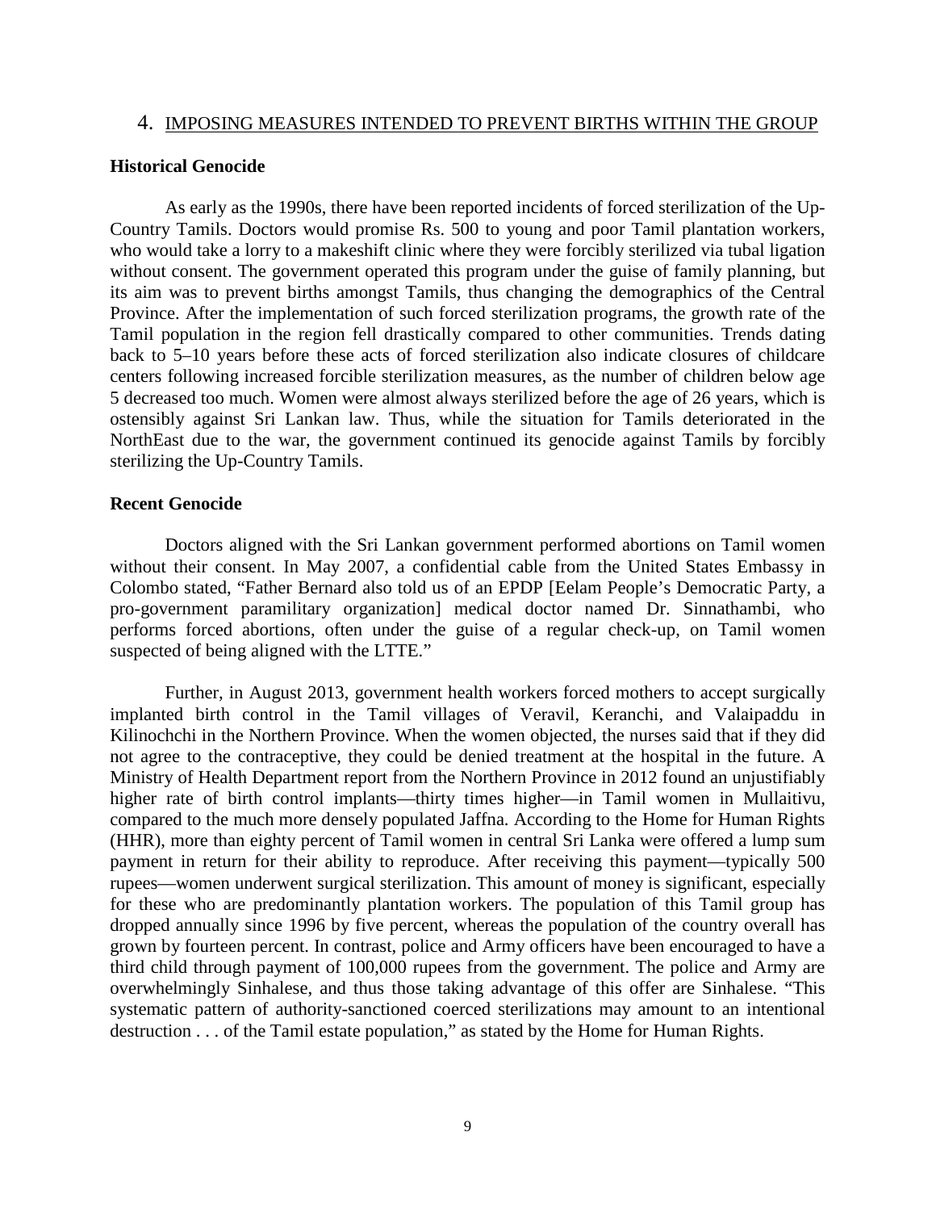## 4. <u>IMPOSING MEASURES INTENDED TO PREVENT BIRTHS WITHIN THE GROUP</u>

### Historical Genocide

As early as the 1990s, there have been reported incidents of forced sterilization of the Up-Country Tamils. Doctors would promise Rs. 500 to young and poor Tamil plantation workers, who would take a lorry to a makeshift clinic where they were forcibly sterilized via tubal ligation without consent. The government operated this program under the guise of family planning, but its aim was to prevent births amongst Tamils, thus changing the demographics of the Central Province. After the implementation of such forced sterilization programs, the growth rate of the Tamil population in the region fell drastically compared to other communities. Trends dating back to 5–10 years before these acts of forced sterilization also indicate closures of childcare centers following increased forcible sterilization measures, as the number of children below age 5 decreased too much. Women were almost always sterilized before the age of 26 years, which is ostensibly against Sri Lankan law. Thus, while the situation for Tamils deteriorated in the NorthEast due to the war, the government continued its genocide against Tamils by forcibly sterilizing the Up-Country Tamils.

### Recent Genocide

Doctors aligned with the Sri Lankan government performed abortions on Tamil women without their consent. In May 2007, a confidential cable from the United States Embassy in Colombo stated, "Father Bernard also told us of an EPDP [Eelam People's Democratic Party, a pro-government paramilitary organization] medical doctor named Dr. Sinnathambi, who performs forced abortions, often under the guise of a regular check-up, on Tamil women suspected of being aligned with the LTTE."

Further, in August 2013, government health workers forced mothers to accept surgically implanted birth control in the Tamil villages of Veravil, Keranchi, and Valaipaddu in Kilinochchi in the Northern Province. When the women objected, the nurses said that if they did not agree to the contraceptive, they could be denied treatment at the hospital in the future. A Ministry of Health Department report from the Northern Province in 2012 found an unjustifiably higher rate of birth control implants—thirty times higher—in Tamil women in Mullaitivu, compared to the much more densely populated Jaffna. According to the Home for Human Rights (HHR), more than eighty percent of Tamil women in central Sri Lanka were offered a lump sum payment in return for their ability to reproduce. After receiving this payment—typically 500 rupees—women underwent surgical sterilization. This amount of money is significant, especially for these who are predominantly plantation workers. The population of this Tamil group has dropped annually since 1996 by five percent, whereas the population of the country overall has grown by fourteen percent. In contrast, police and Army officers have been encouraged to have a third child through payment of 100,000 rupees from the government. The police and Army are overwhelmingly Sinhalese, and thus those taking advantage of this offer are Sinhalese. "This systematic pattern of authority-sanctioned coerced sterilizations may amount to an intentional destruction . . . of the Tamil estate population," as stated by the Home for Human Rights.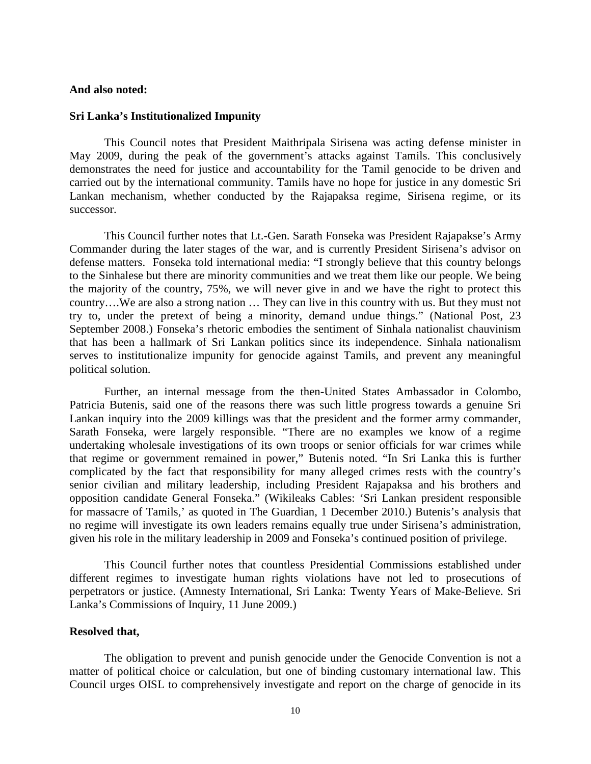**And also noted:**

**Sri Lanka's Institutionalized Impunity**

This Council notes that President Maithripala Sirisena was acting defense minister in May 2009, during the peak of the government's attacks against Tamils. This conclusively demonstrates the need for justice and accountability for the Tamil genocide to be driven and carried out by the international community. Tamils have no hope for justice in any domestic Sri Lankan mechanism, whether conducted by the Rajapaksa regime, Sirisena regime, or its successor.

This Council further notes that Lt.-Gen. Sarath Fonseka was President Rajapakse's Army Commander during the later stages of the war, and is currently President Sirisena's advisor on defense matters. Fonseka told international media: "I strongly believe that this country belongs to the Sinhalese but there are minority communities and we treat them like our people. We being the majority of the country, 75%, we will never give in and we have the right to protect this country….We are also a strong nation … They can live in this country with us. But they must not try to, under the pretext of being a minority, demand undue things." (National Post, 23 September 2008.) Fonseka's rhetoric embodies the sentiment of Sinhala nationalist chauvinism that has been a hallmark of Sri Lankan politics since its independence. Sinhala nationalism serves to institutionalize impunity for genocide against Tamils, and prevent any meaningful political solution.

Further, an internal message from the then-United States Ambassador in Colombo, Patricia Butenis, said one of the reasons there was such little progress towards a genuine Sri Lankan inquiry into the 2009 killings was that the president and the former army commander, Sarath Fonseka, were largely responsible. "There are no examples we know of a regime undertaking wholesale investigations of its own troops or senior officials for war crimes while that regime or government remained in power," Butenis noted. "In Sri Lanka this is further complicated by the fact that responsibility for many alleged crimes rests with the country's senior civilian and military leadership, including President Rajapaksa and his brothers and opposition candidate General Fonseka." (Wikileaks Cables: 'Sri Lankan president responsible for massacre of Tamils,' as quoted in The Guardian, 1 December 2010.) Butenis's analysis that no regime will investigate its own leaders remains equally true under Sirisena's administration, given his role in the military leadership in 2009 and Fonseka's continued position of privilege.

This Council further notes that countless Presidential Commissions established under different regimes to investigate human rights violations have not led to prosecutions of perpetrators or justice. (Amnesty International, Sri Lanka: Twenty Years of Make-Believe. Sri Lanka's Commissions of Inquiry, 11 June 2009.)

**Resolved that,**

The obligation to prevent and punish genocide under the Genocide Convention is not a matter of political choice or calculation, but one of binding customary international law. This Council urges OISL to comprehensively investigate and report on the charge of genocide in its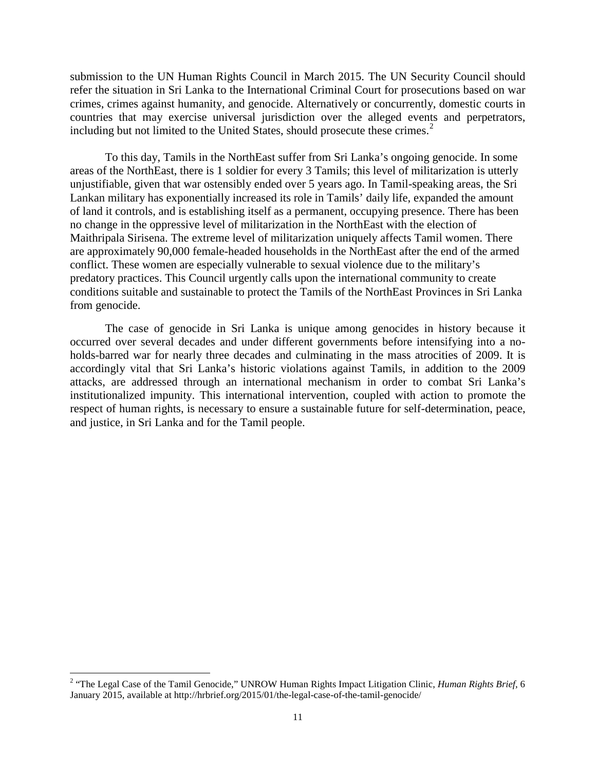submission to the UN Human Rights Council in March 2015. The UN Security Council should refer the situation in Sri Lanka to the International Criminal Court for prosecutions based on war crimes, crimes against humanity, and genocide. Alternatively or concurrently, domestic courts in countries that may exercise universal jurisdiction over the alleged events and perpetrators, including but not limited to the United States, should prosecute these crimes.[2]

To this day, Tamils in the NorthEast suffer from Sri Lanka's ongoing genocide. In some areas of the NorthEast, there is 1 soldier for every 3 Tamils; this level of militarization is utterly unjustifiable, given that war ostensibly ended over 5 years ago. In Tamil-speaking areas, the Sri Lankan military has exponentially increased its role in Tamils' daily life, expanded the amount of land it controls, and is establishing itself as a permanent, occupying presence. There has been no change in the oppressive level of militarization in the NorthEast with the election of Maithripala Sirisena. The extreme level of militarization uniquely affects Tamil women. There are approximately 90,000 female-headed households in the NorthEast after the end of the armed conflict. These women are especially vulnerable to sexual violence due to the military's predatory practices. This Council urgently calls upon the international community to create conditions suitable and sustainable to protect the Tamils of the NorthEast Provinces in Sri Lanka from genocide.

The case of genocide in Sri Lanka is unique among genocides in history because it occurred over several decades and under different governments before intensifying into a no-holds-barred war for nearly three decades and culminating in the mass atrocities of 2009. It is accordingly vital that Sri Lanka's historic violations against Tamils, in addition to the 2009 attacks, are addressed through an international mechanism in order to combat Sri Lanka's institutionalized impunity. This international intervention, coupled with action to promote the respect of human rights, is necessary to ensure a sustainable future for self-determination, peace, and justice, in Sri Lanka and for the Tamil people.

---

[2] "The Legal Case of the Tamil Genocide," UNROW Human Rights Impact Litigation Clinic, *Human Rights Brief*, 6 January 2015, available at http://hrbrief.org/2015/01/the-legal-case-of-the-tamil-genocide/